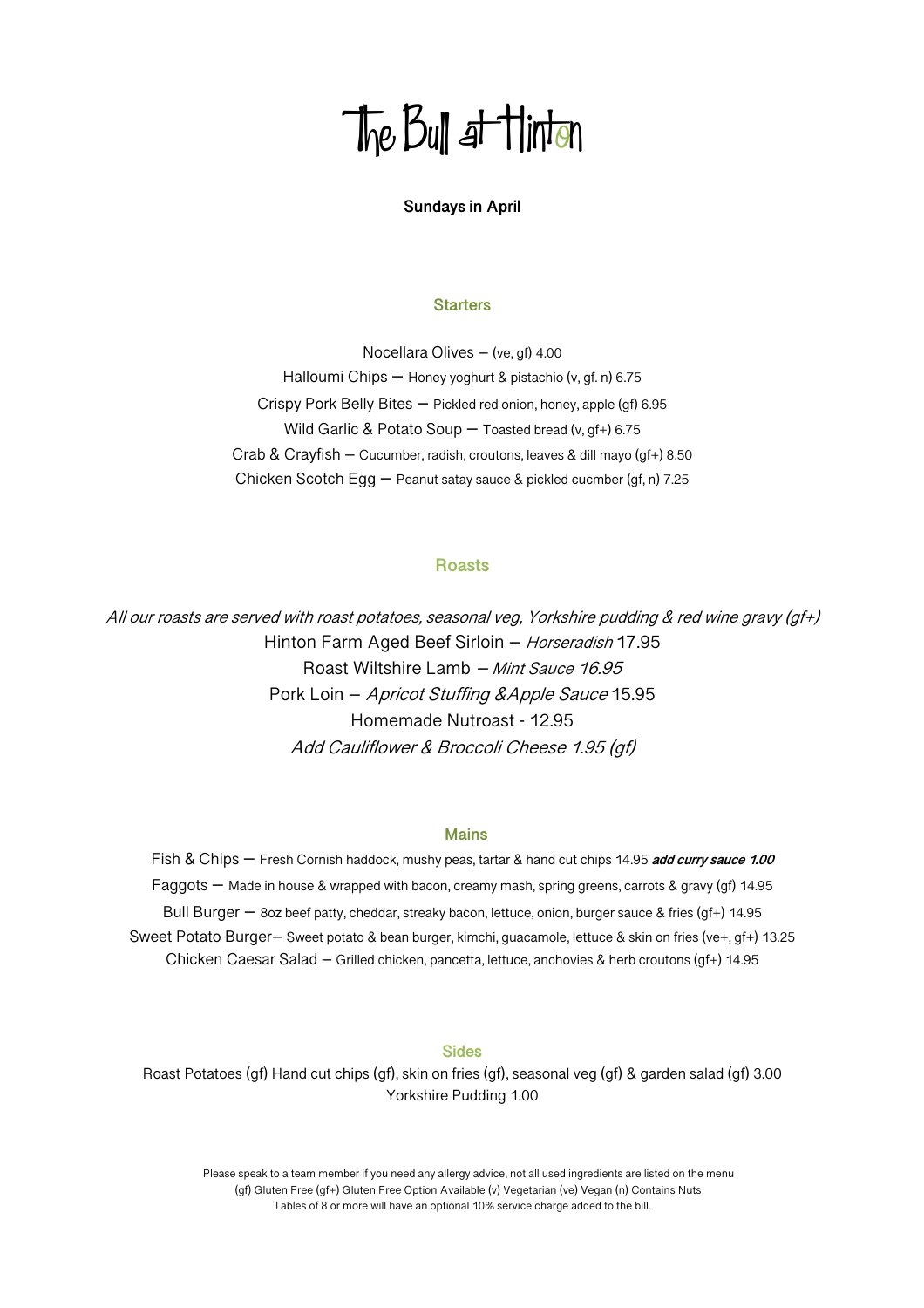# The Bull at Hinton

**Sundays in April**

## Starters

Nocellara Olives – (ve, gf) 4.00

Halloumi Chips – Honey yoghurt & pistachio (v, gf. n) 6.75

Crispy Pork Belly Bites – Pickled red onion, honey, apple (gf) 6.95

Wild Garlic & Potato Soup – Toasted bread (v, gf+) 6.75

Crab & Crayfish – Cucumber, radish, croutons, leaves & dill mayo (gf+) 8.50

Chicken Scotch Egg – Peanut satay sauce & pickled cucmber (gf, n) 7.25

## Roasts

*All our roasts are served with roast potatoes, seasonal veg, Yorkshire pudding & red wine gravy (gf+)*

Hinton Farm Aged Beef Sirloin – *Horseradish* 17.95

Roast Wiltshire Lamb – *Mint Sauce 16.95*

Pork Loin – *Apricot Stuffing &Apple Sauce* 15.95

Homemade Nutroast - 12.95

*Add Cauliflower & Broccoli Cheese 1.95 (gf)*

## Mains

Fish & Chips – Fresh Cornish haddock, mushy peas, tartar & hand cut chips 14.95 ***add curry sauce 1.00***

Faggots – Made in house & wrapped with bacon, creamy mash, spring greens, carrots & gravy (gf) 14.95

Bull Burger – 8oz beef patty, cheddar, streaky bacon, lettuce, onion, burger sauce & fries (gf+) 14.95

Sweet Potato Burger– Sweet potato & bean burger, kimchi, guacamole, lettuce & skin on fries (ve+, gf+) 13.25

Chicken Caesar Salad – Grilled chicken, pancetta, lettuce, anchovies & herb croutons (gf+) 14.95

## Sides

Roast Potatoes (gf) Hand cut chips (gf), skin on fries (gf), seasonal veg (gf) & garden salad (gf) 3.00

Yorkshire Pudding 1.00

Please speak to a team member if you need any allergy advice, not all used ingredients are listed on the menu
(gf) Gluten Free (gf+) Gluten Free Option Available (v) Vegetarian (ve) Vegan (n) Contains Nuts
Tables of 8 or more will have an optional 10% service charge added to the bill.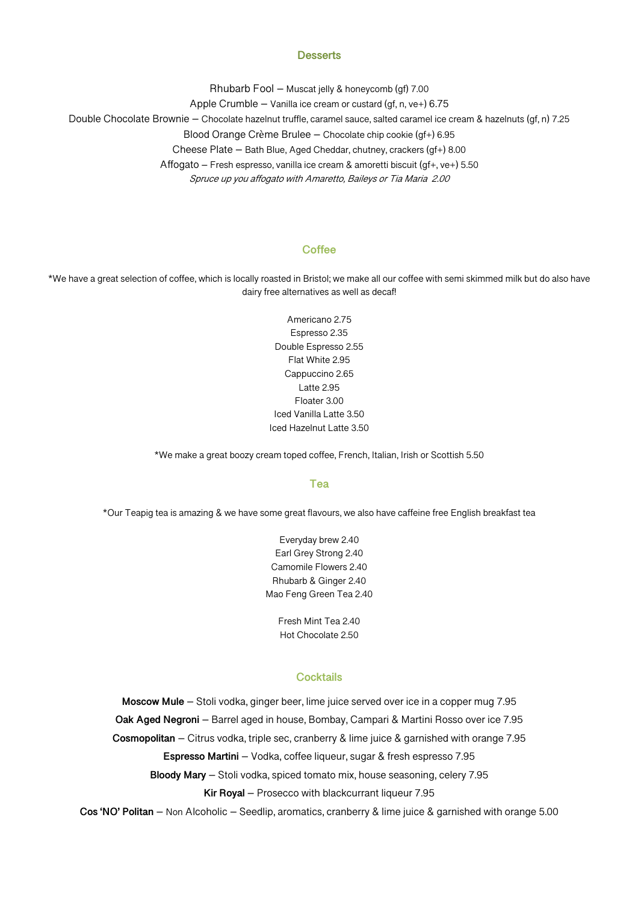## Desserts

Rhubarb Fool – Muscat jelly & honeycomb (gf) 7.00

Apple Crumble – Vanilla ice cream or custard (gf, n, ve+) 6.75

Double Chocolate Brownie – Chocolate hazelnut truffle, caramel sauce, salted caramel ice cream & hazelnuts (gf, n) 7.25

Blood Orange Crème Brulee – Chocolate chip cookie (gf+) 6.95

Cheese Plate – Bath Blue, Aged Cheddar, chutney, crackers (gf+) 8.00

Affogato – Fresh espresso, vanilla ice cream & amoretti biscuit (gf+, ve+) 5.50

*Spruce up you affogato with Amaretto, Baileys or Tia Maria 2.00*

## Coffee

*We have a great selection of coffee, which is locally roasted in Bristol; we make all our coffee with semi skimmed milk but do also have dairy free alternatives as well as decaf!

Americano 2.75
Espresso 2.35
Double Espresso 2.55
Flat White 2.95
Cappuccino 2.65
Latte 2.95
Floater 3.00
Iced Vanilla Latte 3.50
Iced Hazelnut Latte 3.50

*We make a great boozy cream toped coffee, French, Italian, Irish or Scottish 5.50

## Tea

*Our Teapig tea is amazing & we have some great flavours, we also have caffeine free English breakfast tea

Everyday brew 2.40
Earl Grey Strong 2.40
Camomile Flowers 2.40
Rhubarb & Ginger 2.40
Mao Feng Green Tea 2.40

Fresh Mint Tea 2.40
Hot Chocolate 2.50

## Cocktails

**Moscow Mule** – Stoli vodka, ginger beer, lime juice served over ice in a copper mug 7.95

**Oak Aged Negroni** – Barrel aged in house, Bombay, Campari & Martini Rosso over ice 7.95

**Cosmopolitan** – Citrus vodka, triple sec, cranberry & lime juice & garnished with orange 7.95

**Espresso Martini** – Vodka, coffee liqueur, sugar & fresh espresso 7.95

**Bloody Mary** – Stoli vodka, spiced tomato mix, house seasoning, celery 7.95

**Kir Royal** – Prosecco with blackcurrant liqueur 7.95

**Cos 'NO' Politan** – Non Alcoholic – Seedlip, aromatics, cranberry & lime juice & garnished with orange 5.00